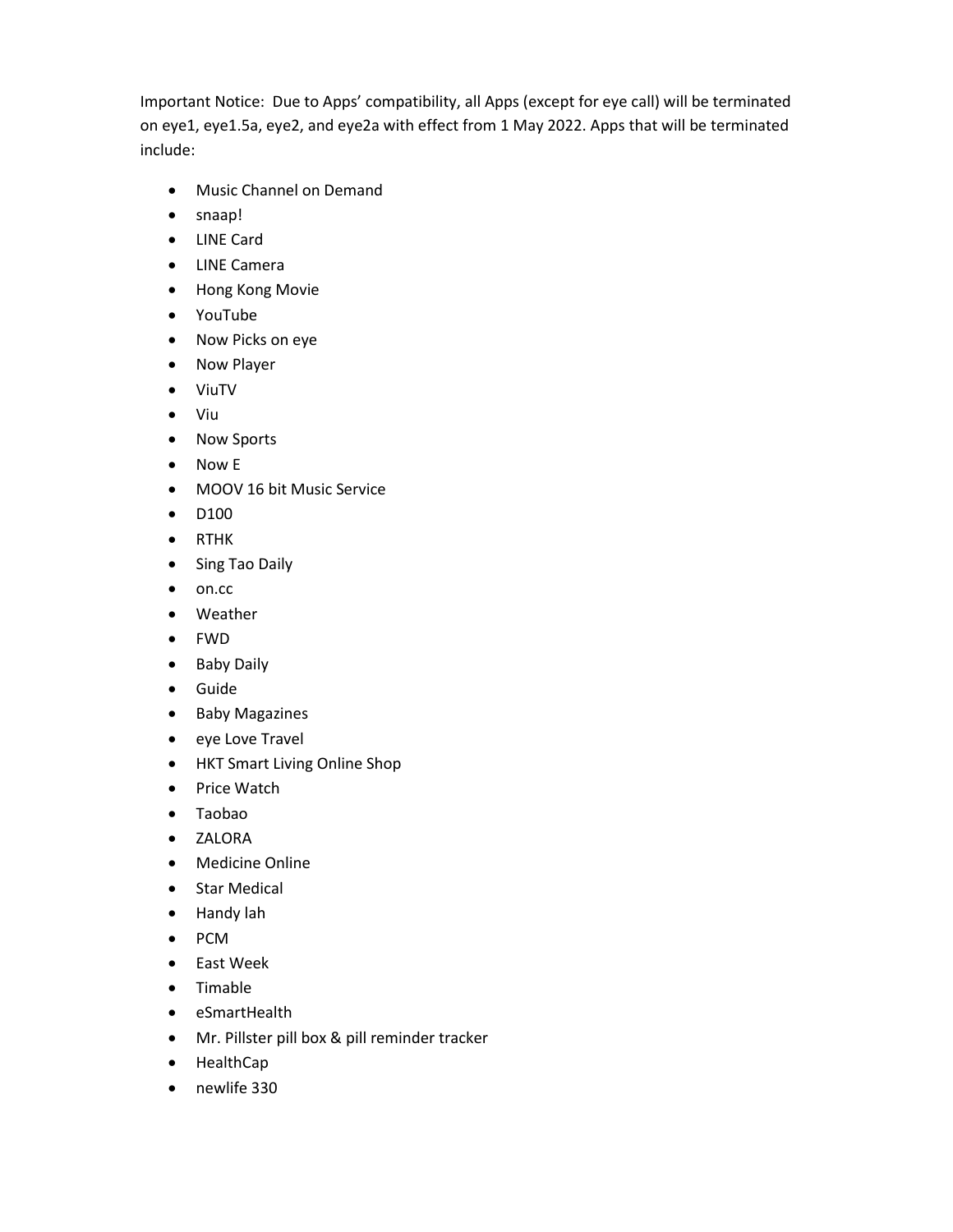Important Notice: Due to Apps' compatibility, all Apps (except for eye call) will be terminated on eye1, eye1.5a, eye2, and eye2a with effect from 1 May 2022. Apps that will be terminated include:

- Music Channel on Demand
- snaap!
- LINE Card
- LINE Camera
- Hong Kong Movie
- YouTube
- Now Picks on eye
- Now Player
- ViuTV
- Viu
- Now Sports
- Now E
- MOOV 16 bit Music Service
- D100
- RTHK
- Sing Tao Daily
- on.cc
- Weather
- FWD
- Baby Daily
- Guide
- Baby Magazines
- eye Love Travel
- HKT Smart Living Online Shop
- Price Watch
- Taobao
- ZALORA
- Medicine Online
- Star Medical
- Handy lah
- PCM
- East Week
- Timable
- eSmartHealth
- Mr. Pillster pill box & pill reminder tracker
- HealthCap
- newlife 330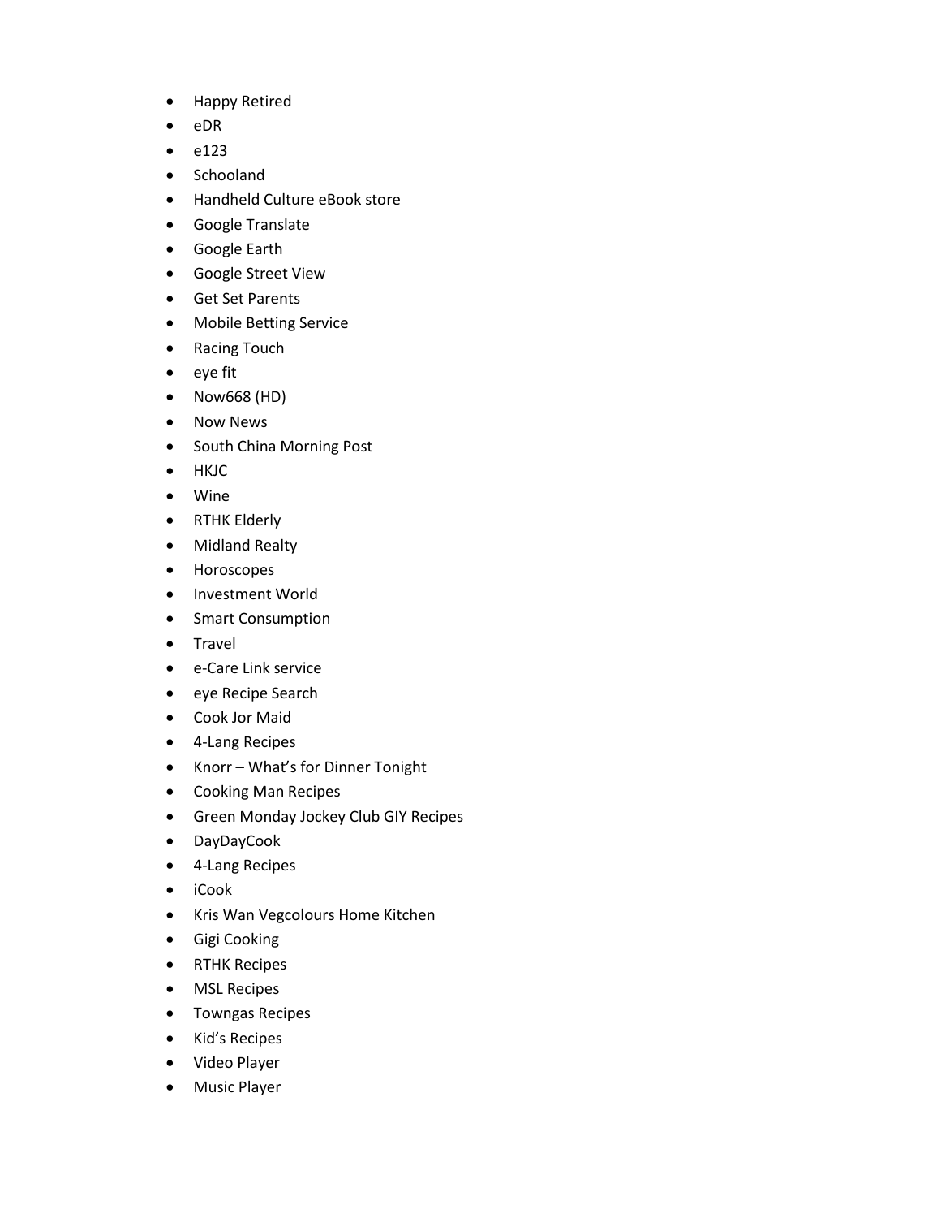- Happy Retired
- eDR
- e123
- Schooland
- Handheld Culture eBook store
- Google Translate
- Google Earth
- Google Street View
- Get Set Parents
- Mobile Betting Service
- Racing Touch
- eye fit
- Now668 (HD)
- Now News
- South China Morning Post
- HKJC
- Wine
- RTHK Elderly
- Midland Realty
- Horoscopes
- Investment World
- Smart Consumption
- Travel
- e-Care Link service
- eye Recipe Search
- Cook Jor Maid
- 4-Lang Recipes
- Knorr – What's for Dinner Tonight
- Cooking Man Recipes
- Green Monday Jockey Club GIY Recipes
- DayDayCook
- 4-Lang Recipes
- iCook
- Kris Wan Vegcolours Home Kitchen
- Gigi Cooking
- RTHK Recipes
- MSL Recipes
- Towngas Recipes
- Kid's Recipes
- Video Player
- Music Player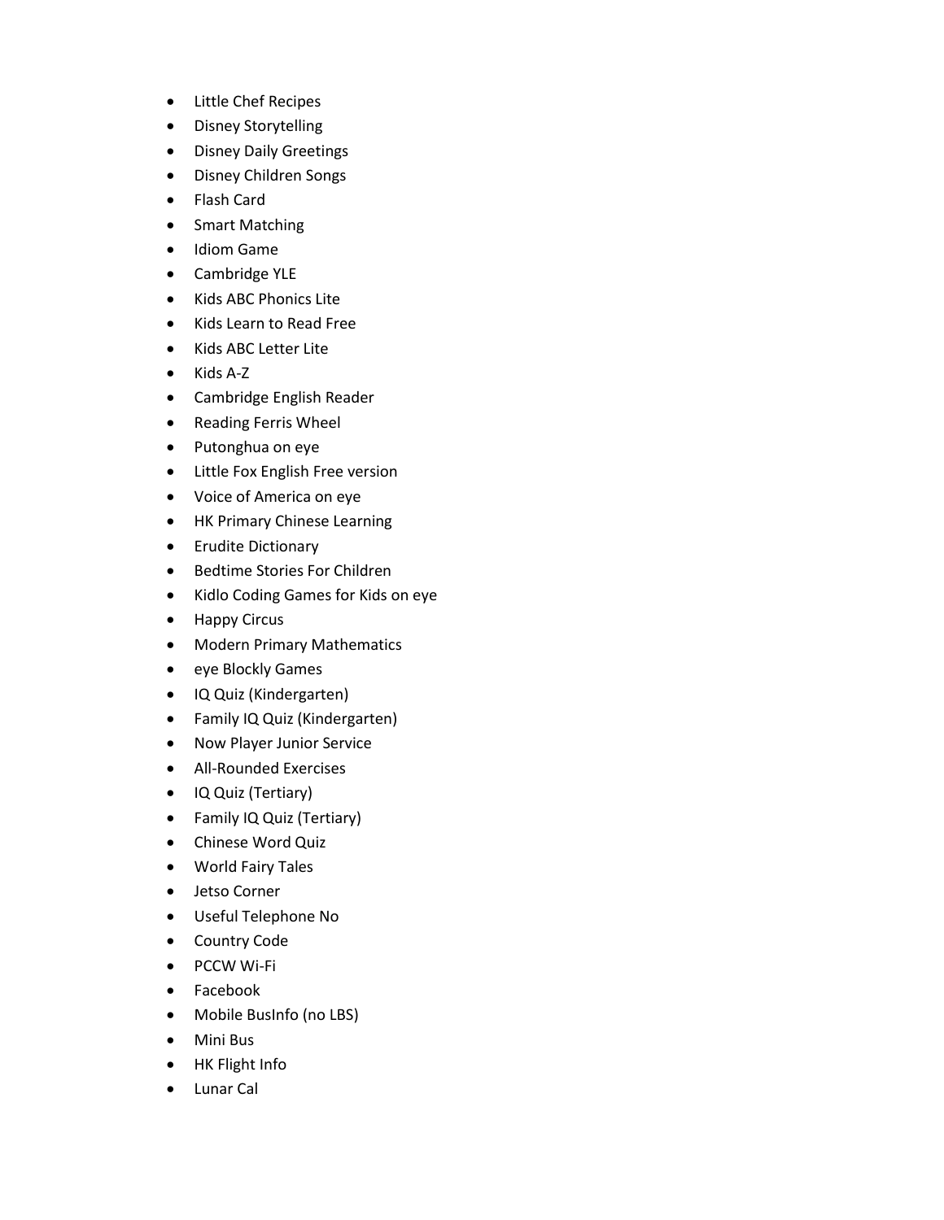- Little Chef Recipes
- Disney Storytelling
- Disney Daily Greetings
- Disney Children Songs
- Flash Card
- Smart Matching
- Idiom Game
- Cambridge YLE
- Kids ABC Phonics Lite
- Kids Learn to Read Free
- Kids ABC Letter Lite
- Kids A-Z
- Cambridge English Reader
- Reading Ferris Wheel
- Putonghua on eye
- Little Fox English Free version
- Voice of America on eye
- HK Primary Chinese Learning
- Erudite Dictionary
- Bedtime Stories For Children
- Kidlo Coding Games for Kids on eye
- Happy Circus
- Modern Primary Mathematics
- eye Blockly Games
- IQ Quiz (Kindergarten)
- Family IQ Quiz (Kindergarten)
- Now Player Junior Service
- All-Rounded Exercises
- IQ Quiz (Tertiary)
- Family IQ Quiz (Tertiary)
- Chinese Word Quiz
- World Fairy Tales
- Jetso Corner
- Useful Telephone No
- Country Code
- PCCW Wi-Fi
- Facebook
- Mobile BusInfo (no LBS)
- Mini Bus
- HK Flight Info
- Lunar Cal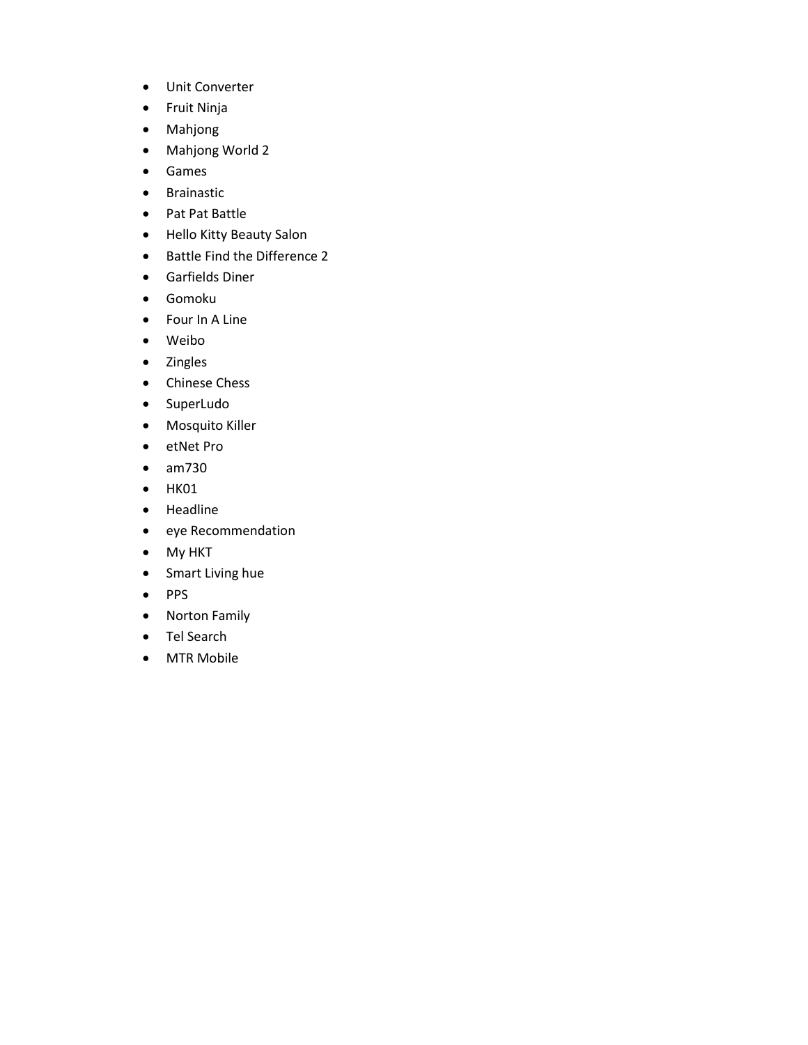- Unit Converter
- Fruit Ninja
- Mahjong
- Mahjong World 2
- Games
- Brainastic
- Pat Pat Battle
- Hello Kitty Beauty Salon
- Battle Find the Difference 2
- Garfields Diner
- Gomoku
- Four In A Line
- Weibo
- Zingles
- Chinese Chess
- SuperLudo
- Mosquito Killer
- etNet Pro
- am730
- HK01
- Headline
- eye Recommendation
- My HKT
- Smart Living hue
- PPS
- Norton Family
- Tel Search
- MTR Mobile